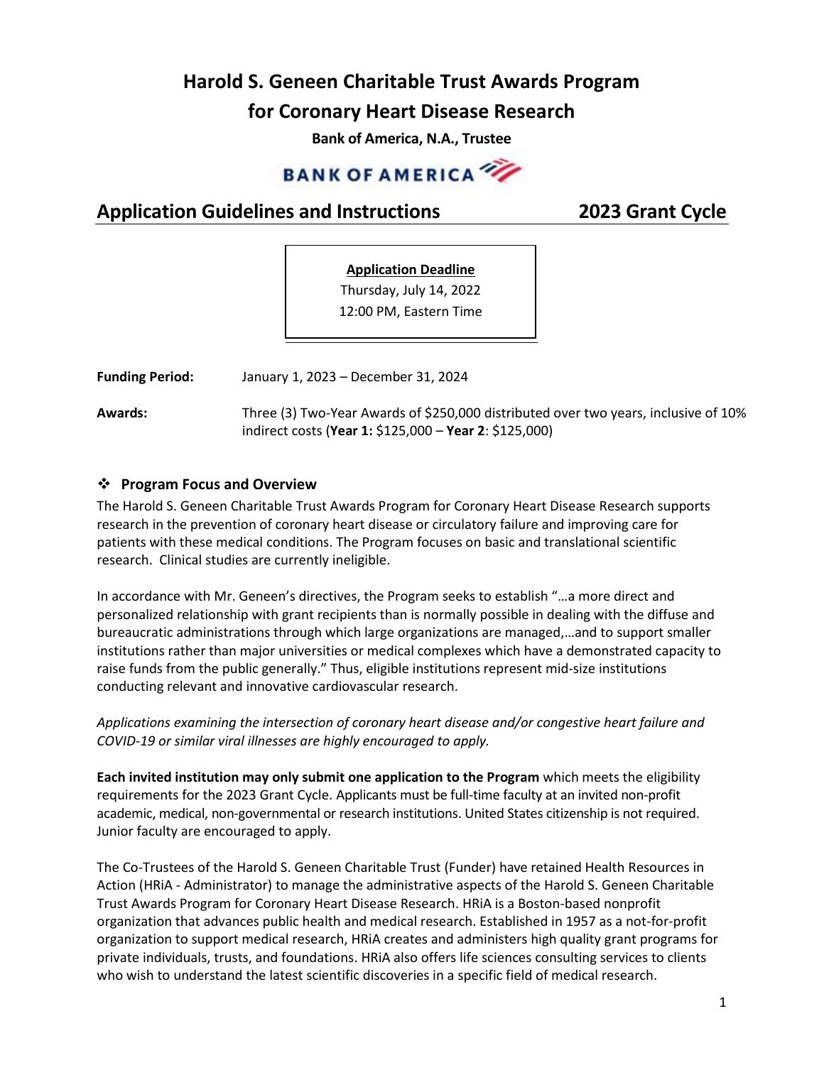# Harold S. Geneen Charitable Trust Awards Program for Coronary Heart Disease Research

**Bank of America, N.A., Trustee**

BANK OF AMERICA

## Application Guidelines and Instructions 2023 Grant Cycle

**Application Deadline**
Thursday, July 14, 2022
12:00 PM, Eastern Time

**Funding Period:** January 1, 2023 – December 31, 2024

**Awards:** Three (3) Two-Year Awards of $250,000 distributed over two years, inclusive of 10% indirect costs (**Year 1:** $125,000 – **Year 2**: $125,000)

### ❖ Program Focus and Overview

The Harold S. Geneen Charitable Trust Awards Program for Coronary Heart Disease Research supports research in the prevention of coronary heart disease or circulatory failure and improving care for patients with these medical conditions. The Program focuses on basic and translational scientific research. Clinical studies are currently ineligible.

In accordance with Mr. Geneen's directives, the Program seeks to establish "…a more direct and personalized relationship with grant recipients than is normally possible in dealing with the diffuse and bureaucratic administrations through which large organizations are managed,…and to support smaller institutions rather than major universities or medical complexes which have a demonstrated capacity to raise funds from the public generally." Thus, eligible institutions represent mid-size institutions conducting relevant and innovative cardiovascular research.

*Applications examining the intersection of coronary heart disease and/or congestive heart failure and COVID-19 or similar viral illnesses are highly encouraged to apply.*

**Each invited institution may only submit one application to the Program** which meets the eligibility requirements for the 2023 Grant Cycle. Applicants must be full-time faculty at an invited non-profit academic, medical, non-governmental or research institutions. United States citizenship is not required. Junior faculty are encouraged to apply.

The Co-Trustees of the Harold S. Geneen Charitable Trust (Funder) have retained Health Resources in Action (HRiA - Administrator) to manage the administrative aspects of the Harold S. Geneen Charitable Trust Awards Program for Coronary Heart Disease Research. HRiA is a Boston-based nonprofit organization that advances public health and medical research. Established in 1957 as a not-for-profit organization to support medical research, HRiA creates and administers high quality grant programs for private individuals, trusts, and foundations. HRiA also offers life sciences consulting services to clients who wish to understand the latest scientific discoveries in a specific field of medical research.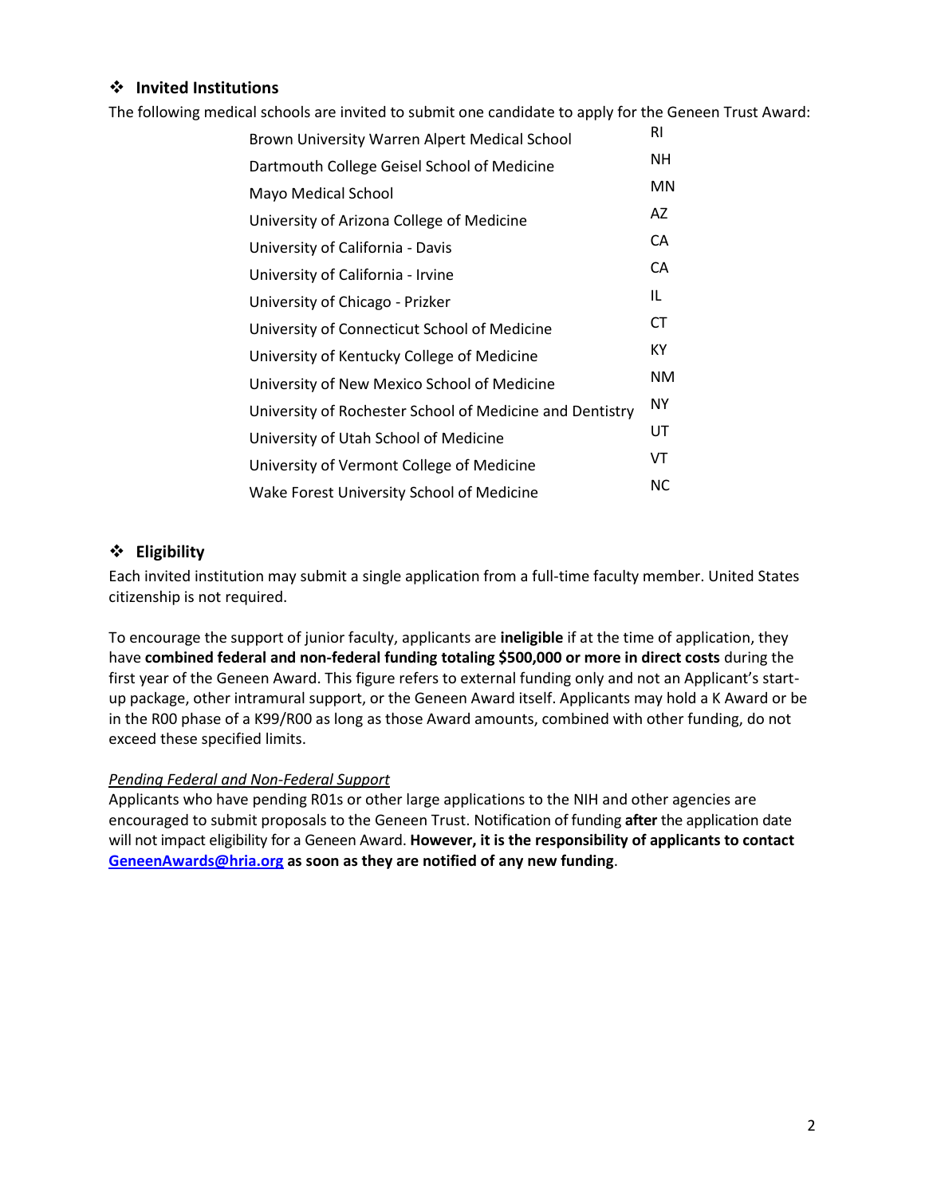## ❖ Invited Institutions

The following medical schools are invited to submit one candidate to apply for the Geneen Trust Award:

| Institution | State |
|---|---|
| Brown University Warren Alpert Medical School | RI |
| Dartmouth College Geisel School of Medicine | NH |
| Mayo Medical School | MN |
| University of Arizona College of Medicine | AZ |
| University of California - Davis | CA |
| University of California - Irvine | CA |
| University of Chicago - Prizker | IL |
| University of Connecticut School of Medicine | CT |
| University of Kentucky College of Medicine | KY |
| University of New Mexico School of Medicine | NM |
| University of Rochester School of Medicine and Dentistry | NY |
| University of Utah School of Medicine | UT |
| University of Vermont College of Medicine | VT |
| Wake Forest University School of Medicine | NC |

## ❖ Eligibility

Each invited institution may submit a single application from a full-time faculty member. United States citizenship is not required.

To encourage the support of junior faculty, applicants are **ineligible** if at the time of application, they have **combined federal and non-federal funding totaling $500,000 or more in direct costs** during the first year of the Geneen Award. This figure refers to external funding only and not an Applicant's start-up package, other intramural support, or the Geneen Award itself. Applicants may hold a K Award or be in the R00 phase of a K99/R00 as long as those Award amounts, combined with other funding, do not exceed these specified limits.

*Pending Federal and Non-Federal Support*

Applicants who have pending R01s or other large applications to the NIH and other agencies are encouraged to submit proposals to the Geneen Trust. Notification of funding **after** the application date will not impact eligibility for a Geneen Award. **However, it is the responsibility of applicants to contact [GeneenAwards@hria.org](mailto:GeneenAwards@hria.org) as soon as they are notified of any new funding**.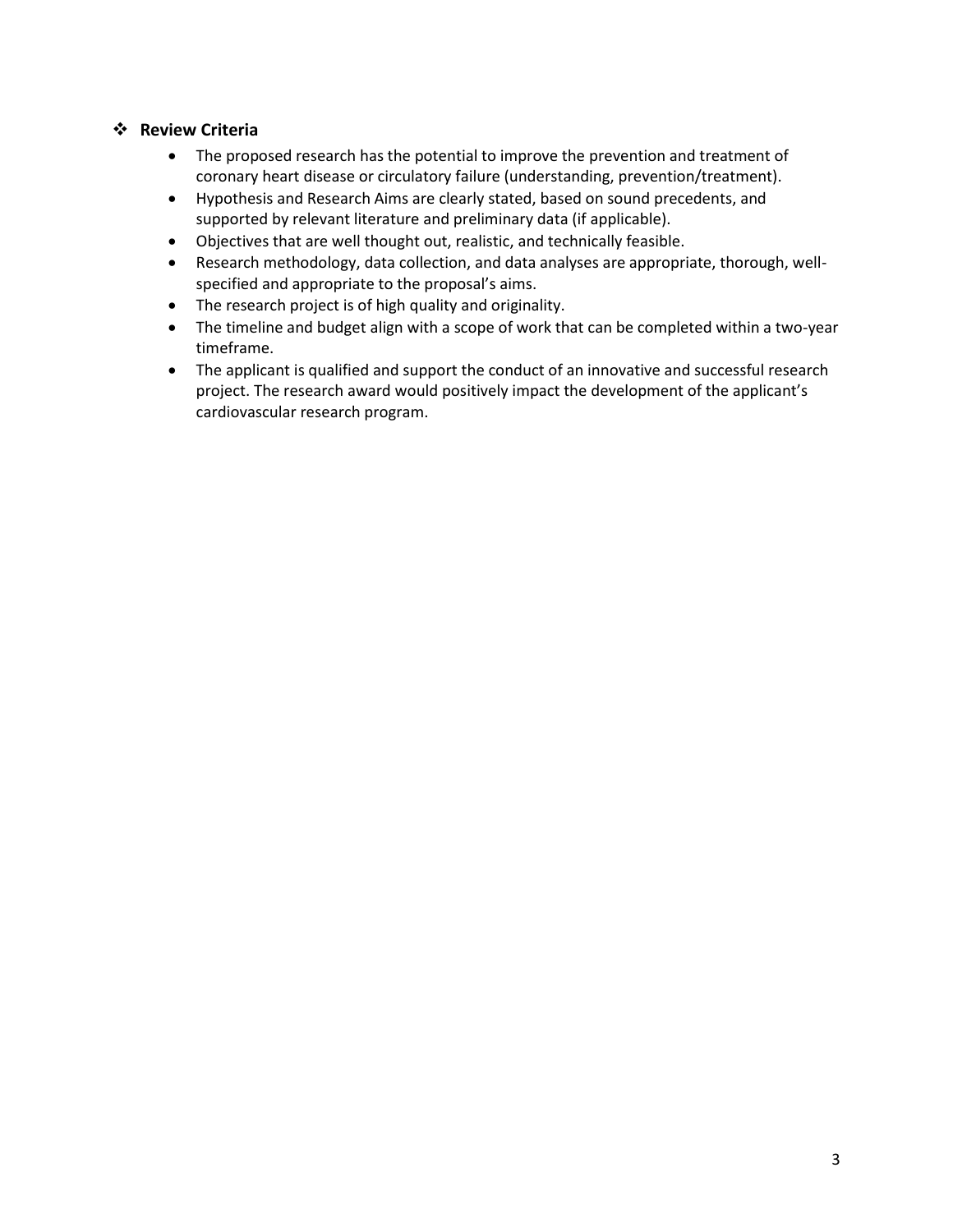## ❖ Review Criteria

- The proposed research has the potential to improve the prevention and treatment of coronary heart disease or circulatory failure (understanding, prevention/treatment).
- Hypothesis and Research Aims are clearly stated, based on sound precedents, and supported by relevant literature and preliminary data (if applicable).
- Objectives that are well thought out, realistic, and technically feasible.
- Research methodology, data collection, and data analyses are appropriate, thorough, well-specified and appropriate to the proposal's aims.
- The research project is of high quality and originality.
- The timeline and budget align with a scope of work that can be completed within a two-year timeframe.
- The applicant is qualified and support the conduct of an innovative and successful research project. The research award would positively impact the development of the applicant's cardiovascular research program.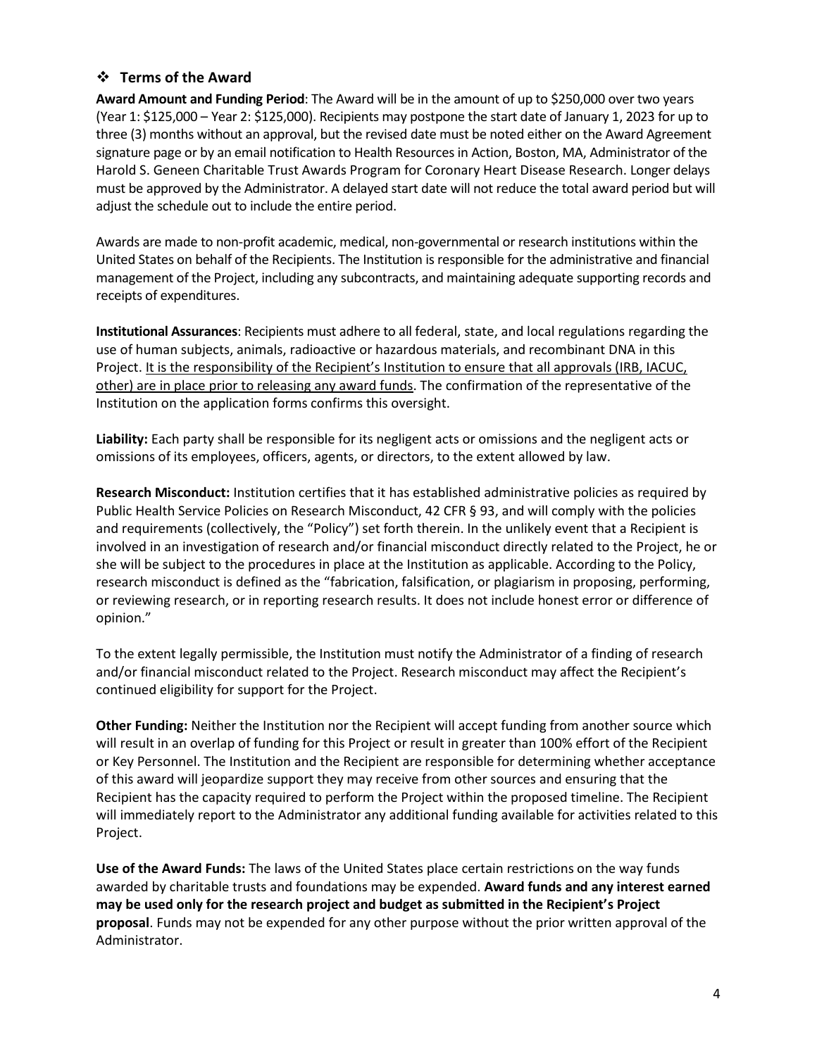## ❖ Terms of the Award

**Award Amount and Funding Period**: The Award will be in the amount of up to $250,000 over two years (Year 1: $125,000 – Year 2: $125,000). Recipients may postpone the start date of January 1, 2023 for up to three (3) months without an approval, but the revised date must be noted either on the Award Agreement signature page or by an email notification to Health Resources in Action, Boston, MA, Administrator of the Harold S. Geneen Charitable Trust Awards Program for Coronary Heart Disease Research. Longer delays must be approved by the Administrator. A delayed start date will not reduce the total award period but will adjust the schedule out to include the entire period.

Awards are made to non-profit academic, medical, non-governmental or research institutions within the United States on behalf of the Recipients. The Institution is responsible for the administrative and financial management of the Project, including any subcontracts, and maintaining adequate supporting records and receipts of expenditures.

**Institutional Assurances**: Recipients must adhere to all federal, state, and local regulations regarding the use of human subjects, animals, radioactive or hazardous materials, and recombinant DNA in this Project. <u>It is the responsibility of the Recipient's Institution to ensure that all approvals (IRB, IACUC, other) are in place prior to releasing any award funds</u>. The confirmation of the representative of the Institution on the application forms confirms this oversight.

**Liability:** Each party shall be responsible for its negligent acts or omissions and the negligent acts or omissions of its employees, officers, agents, or directors, to the extent allowed by law.

**Research Misconduct:** Institution certifies that it has established administrative policies as required by Public Health Service Policies on Research Misconduct, 42 CFR § 93, and will comply with the policies and requirements (collectively, the "Policy") set forth therein. In the unlikely event that a Recipient is involved in an investigation of research and/or financial misconduct directly related to the Project, he or she will be subject to the procedures in place at the Institution as applicable. According to the Policy, research misconduct is defined as the "fabrication, falsification, or plagiarism in proposing, performing, or reviewing research, or in reporting research results. It does not include honest error or difference of opinion."

To the extent legally permissible, the Institution must notify the Administrator of a finding of research and/or financial misconduct related to the Project. Research misconduct may affect the Recipient's continued eligibility for support for the Project.

**Other Funding:** Neither the Institution nor the Recipient will accept funding from another source which will result in an overlap of funding for this Project or result in greater than 100% effort of the Recipient or Key Personnel. The Institution and the Recipient are responsible for determining whether acceptance of this award will jeopardize support they may receive from other sources and ensuring that the Recipient has the capacity required to perform the Project within the proposed timeline. The Recipient will immediately report to the Administrator any additional funding available for activities related to this Project.

**Use of the Award Funds:** The laws of the United States place certain restrictions on the way funds awarded by charitable trusts and foundations may be expended. **Award funds and any interest earned may be used only for the research project and budget as submitted in the Recipient's Project proposal**. Funds may not be expended for any other purpose without the prior written approval of the Administrator.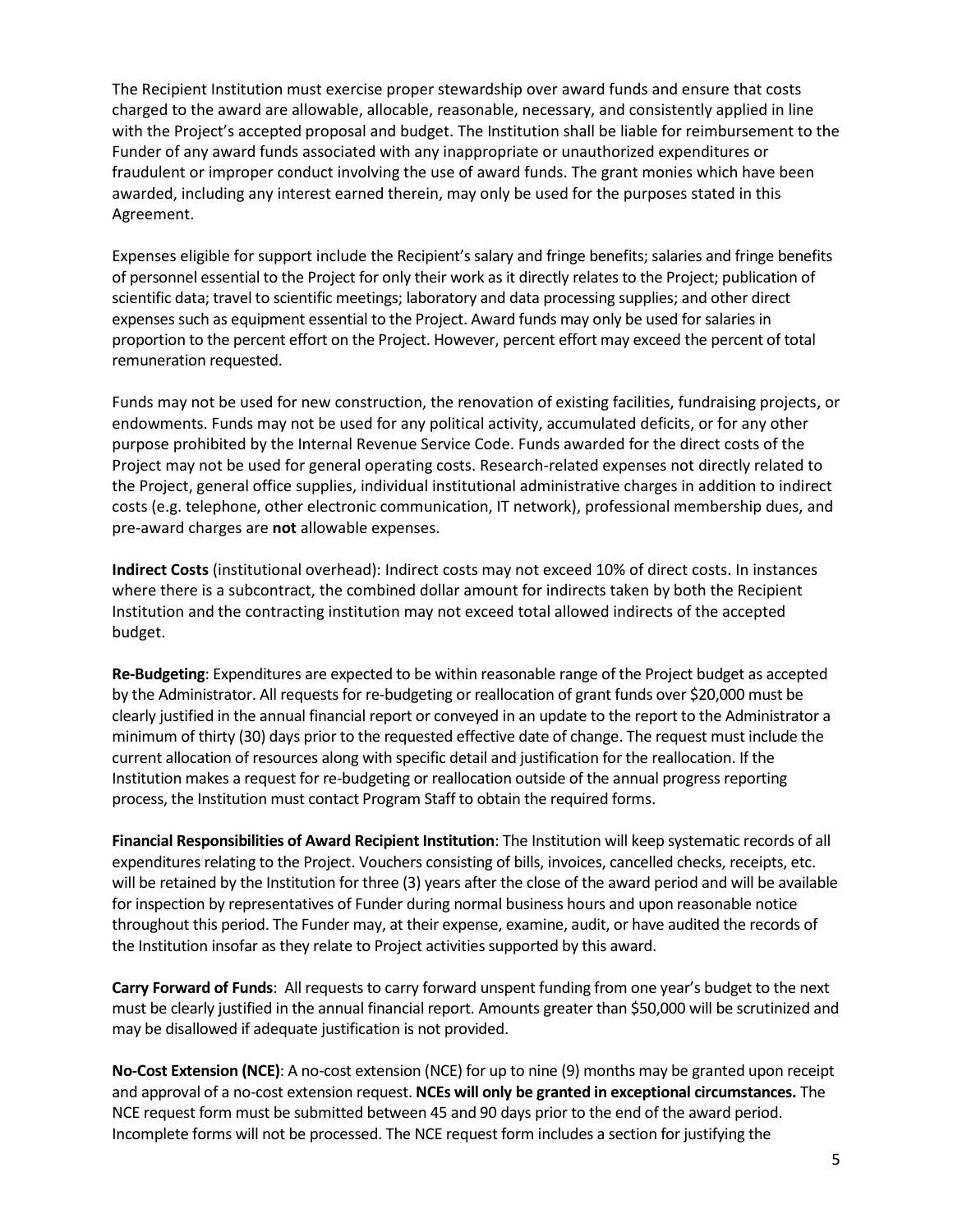The Recipient Institution must exercise proper stewardship over award funds and ensure that costs charged to the award are allowable, allocable, reasonable, necessary, and consistently applied in line with the Project's accepted proposal and budget. The Institution shall be liable for reimbursement to the Funder of any award funds associated with any inappropriate or unauthorized expenditures or fraudulent or improper conduct involving the use of award funds. The grant monies which have been awarded, including any interest earned therein, may only be used for the purposes stated in this Agreement.

Expenses eligible for support include the Recipient's salary and fringe benefits; salaries and fringe benefits of personnel essential to the Project for only their work as it directly relates to the Project; publication of scientific data; travel to scientific meetings; laboratory and data processing supplies; and other direct expenses such as equipment essential to the Project. Award funds may only be used for salaries in proportion to the percent effort on the Project. However, percent effort may exceed the percent of total remuneration requested.

Funds may not be used for new construction, the renovation of existing facilities, fundraising projects, or endowments. Funds may not be used for any political activity, accumulated deficits, or for any other purpose prohibited by the Internal Revenue Service Code. Funds awarded for the direct costs of the Project may not be used for general operating costs. Research-related expenses not directly related to the Project, general office supplies, individual institutional administrative charges in addition to indirect costs (e.g. telephone, other electronic communication, IT network), professional membership dues, and pre-award charges are **not** allowable expenses.

**Indirect Costs** (institutional overhead): Indirect costs may not exceed 10% of direct costs. In instances where there is a subcontract, the combined dollar amount for indirects taken by both the Recipient Institution and the contracting institution may not exceed total allowed indirects of the accepted budget.

**Re-Budgeting**: Expenditures are expected to be within reasonable range of the Project budget as accepted by the Administrator. All requests for re-budgeting or reallocation of grant funds over $20,000 must be clearly justified in the annual financial report or conveyed in an update to the report to the Administrator a minimum of thirty (30) days prior to the requested effective date of change. The request must include the current allocation of resources along with specific detail and justification for the reallocation. If the Institution makes a request for re-budgeting or reallocation outside of the annual progress reporting process, the Institution must contact Program Staff to obtain the required forms.

**Financial Responsibilities of Award Recipient Institution**: The Institution will keep systematic records of all expenditures relating to the Project. Vouchers consisting of bills, invoices, cancelled checks, receipts, etc. will be retained by the Institution for three (3) years after the close of the award period and will be available for inspection by representatives of Funder during normal business hours and upon reasonable notice throughout this period. The Funder may, at their expense, examine, audit, or have audited the records of the Institution insofar as they relate to Project activities supported by this award.

**Carry Forward of Funds**: All requests to carry forward unspent funding from one year's budget to the next must be clearly justified in the annual financial report. Amounts greater than $50,000 will be scrutinized and may be disallowed if adequate justification is not provided.

**No-Cost Extension (NCE)**: A no-cost extension (NCE) for up to nine (9) months may be granted upon receipt and approval of a no-cost extension request. **NCEs will only be granted in exceptional circumstances.** The NCE request form must be submitted between 45 and 90 days prior to the end of the award period. Incomplete forms will not be processed. The NCE request form includes a section for justifying the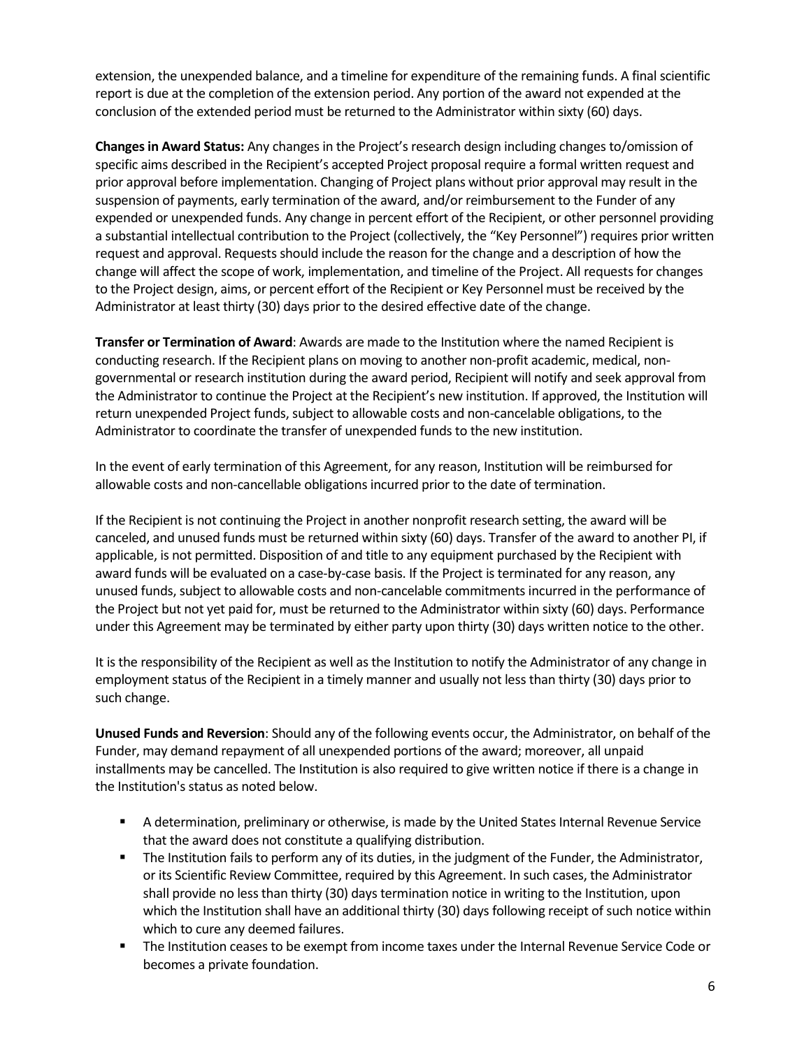extension, the unexpended balance, and a timeline for expenditure of the remaining funds. A final scientific report is due at the completion of the extension period. Any portion of the award not expended at the conclusion of the extended period must be returned to the Administrator within sixty (60) days.

**Changes in Award Status:** Any changes in the Project's research design including changes to/omission of specific aims described in the Recipient's accepted Project proposal require a formal written request and prior approval before implementation. Changing of Project plans without prior approval may result in the suspension of payments, early termination of the award, and/or reimbursement to the Funder of any expended or unexpended funds. Any change in percent effort of the Recipient, or other personnel providing a substantial intellectual contribution to the Project (collectively, the "Key Personnel") requires prior written request and approval. Requests should include the reason for the change and a description of how the change will affect the scope of work, implementation, and timeline of the Project. All requests for changes to the Project design, aims, or percent effort of the Recipient or Key Personnel must be received by the Administrator at least thirty (30) days prior to the desired effective date of the change.

**Transfer or Termination of Award**: Awards are made to the Institution where the named Recipient is conducting research. If the Recipient plans on moving to another non-profit academic, medical, non-governmental or research institution during the award period, Recipient will notify and seek approval from the Administrator to continue the Project at the Recipient's new institution. If approved, the Institution will return unexpended Project funds, subject to allowable costs and non-cancelable obligations, to the Administrator to coordinate the transfer of unexpended funds to the new institution.

In the event of early termination of this Agreement, for any reason, Institution will be reimbursed for allowable costs and non-cancellable obligations incurred prior to the date of termination.

If the Recipient is not continuing the Project in another nonprofit research setting, the award will be canceled, and unused funds must be returned within sixty (60) days. Transfer of the award to another PI, if applicable, is not permitted. Disposition of and title to any equipment purchased by the Recipient with award funds will be evaluated on a case-by-case basis. If the Project is terminated for any reason, any unused funds, subject to allowable costs and non-cancelable commitments incurred in the performance of the Project but not yet paid for, must be returned to the Administrator within sixty (60) days. Performance under this Agreement may be terminated by either party upon thirty (30) days written notice to the other.

It is the responsibility of the Recipient as well as the Institution to notify the Administrator of any change in employment status of the Recipient in a timely manner and usually not less than thirty (30) days prior to such change.

**Unused Funds and Reversion**: Should any of the following events occur, the Administrator, on behalf of the Funder, may demand repayment of all unexpended portions of the award; moreover, all unpaid installments may be cancelled. The Institution is also required to give written notice if there is a change in the Institution's status as noted below.

- A determination, preliminary or otherwise, is made by the United States Internal Revenue Service that the award does not constitute a qualifying distribution.
- The Institution fails to perform any of its duties, in the judgment of the Funder, the Administrator, or its Scientific Review Committee, required by this Agreement. In such cases, the Administrator shall provide no less than thirty (30) days termination notice in writing to the Institution, upon which the Institution shall have an additional thirty (30) days following receipt of such notice within which to cure any deemed failures.
- The Institution ceases to be exempt from income taxes under the Internal Revenue Service Code or becomes a private foundation.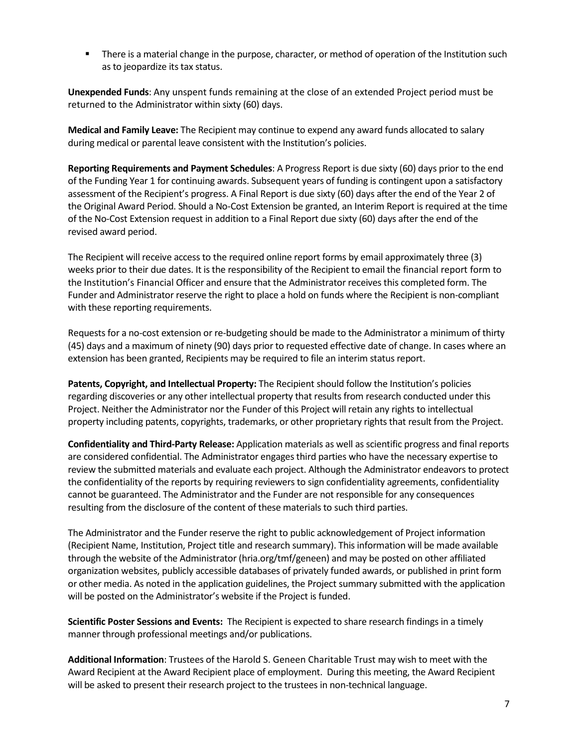- There is a material change in the purpose, character, or method of operation of the Institution such as to jeopardize its tax status.

**Unexpended Funds**: Any unspent funds remaining at the close of an extended Project period must be returned to the Administrator within sixty (60) days.

**Medical and Family Leave:** The Recipient may continue to expend any award funds allocated to salary during medical or parental leave consistent with the Institution's policies.

**Reporting Requirements and Payment Schedules**: A Progress Report is due sixty (60) days prior to the end of the Funding Year 1 for continuing awards. Subsequent years of funding is contingent upon a satisfactory assessment of the Recipient's progress. A Final Report is due sixty (60) days after the end of the Year 2 of the Original Award Period. Should a No-Cost Extension be granted, an Interim Report is required at the time of the No-Cost Extension request in addition to a Final Report due sixty (60) days after the end of the revised award period.

The Recipient will receive access to the required online report forms by email approximately three (3) weeks prior to their due dates. It is the responsibility of the Recipient to email the financial report form to the Institution's Financial Officer and ensure that the Administrator receives this completed form. The Funder and Administrator reserve the right to place a hold on funds where the Recipient is non-compliant with these reporting requirements.

Requests for a no-cost extension or re-budgeting should be made to the Administrator a minimum of thirty (45) days and a maximum of ninety (90) days prior to requested effective date of change. In cases where an extension has been granted, Recipients may be required to file an interim status report.

**Patents, Copyright, and Intellectual Property:** The Recipient should follow the Institution's policies regarding discoveries or any other intellectual property that results from research conducted under this Project. Neither the Administrator nor the Funder of this Project will retain any rights to intellectual property including patents, copyrights, trademarks, or other proprietary rights that result from the Project.

**Confidentiality and Third-Party Release:** Application materials as well as scientific progress and final reports are considered confidential. The Administrator engages third parties who have the necessary expertise to review the submitted materials and evaluate each project. Although the Administrator endeavors to protect the confidentiality of the reports by requiring reviewers to sign confidentiality agreements, confidentiality cannot be guaranteed. The Administrator and the Funder are not responsible for any consequences resulting from the disclosure of the content of these materials to such third parties.

The Administrator and the Funder reserve the right to public acknowledgement of Project information (Recipient Name, Institution, Project title and research summary). This information will be made available through the website of the Administrator (hria.org/tmf/geneen) and may be posted on other affiliated organization websites, publicly accessible databases of privately funded awards, or published in print form or other media. As noted in the application guidelines, the Project summary submitted with the application will be posted on the Administrator's website if the Project is funded.

**Scientific Poster Sessions and Events:** The Recipient is expected to share research findings in a timely manner through professional meetings and/or publications.

**Additional Information**: Trustees of the Harold S. Geneen Charitable Trust may wish to meet with the Award Recipient at the Award Recipient place of employment. During this meeting, the Award Recipient will be asked to present their research project to the trustees in non-technical language.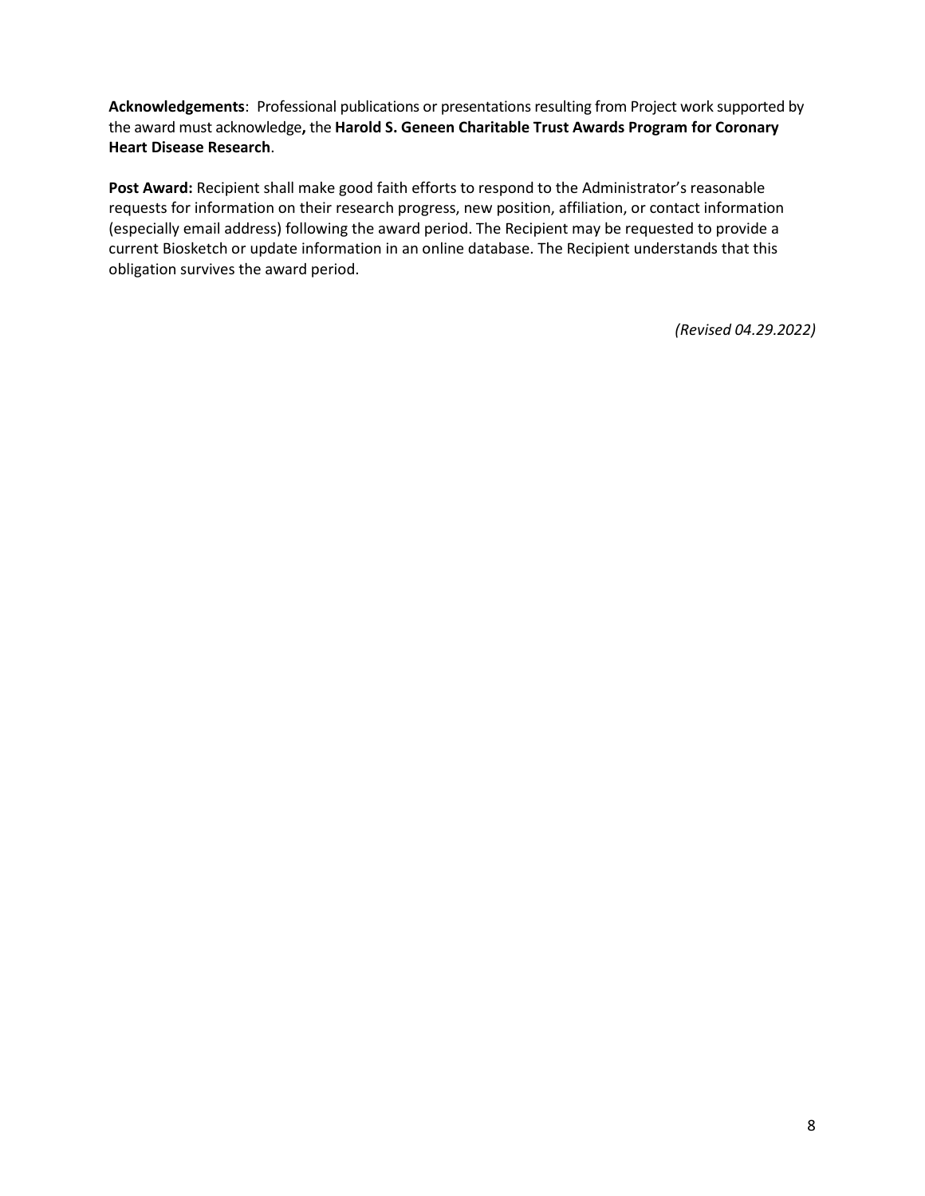**Acknowledgements**: Professional publications or presentations resulting from Project work supported by the award must acknowledge**,** the **Harold S. Geneen Charitable Trust Awards Program for Coronary Heart Disease Research**.

**Post Award:** Recipient shall make good faith efforts to respond to the Administrator's reasonable requests for information on their research progress, new position, affiliation, or contact information (especially email address) following the award period. The Recipient may be requested to provide a current Biosketch or update information in an online database. The Recipient understands that this obligation survives the award period.

*(Revised 04.29.2022)*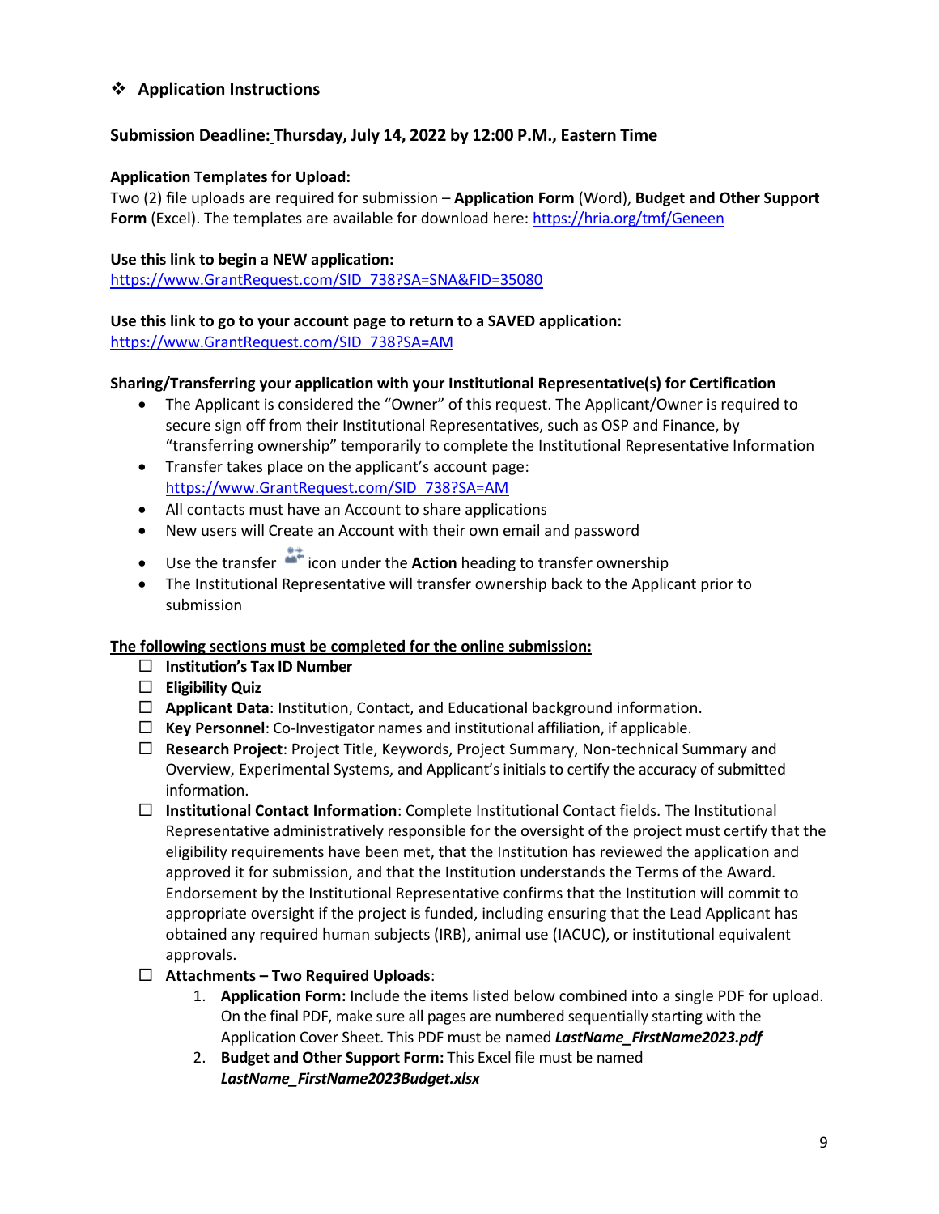## ❖ Application Instructions

**Submission Deadline: Thursday, July 14, 2022 by 12:00 P.M., Eastern Time**

**Application Templates for Upload:**
Two (2) file uploads are required for submission – **Application Form** (Word), **Budget and Other Support Form** (Excel). The templates are available for download here: https://hria.org/tmf/Geneen

**Use this link to begin a NEW application:**
https://www.GrantRequest.com/SID_738?SA=SNA&FID=35080

**Use this link to go to your account page to return to a SAVED application:**
https://www.GrantRequest.com/SID_738?SA=AM

**Sharing/Transferring your application with your Institutional Representative(s) for Certification**

- The Applicant is considered the "Owner" of this request. The Applicant/Owner is required to secure sign off from their Institutional Representatives, such as OSP and Finance, by "transferring ownership" temporarily to complete the Institutional Representative Information
- Transfer takes place on the applicant's account page: https://www.GrantRequest.com/SID_738?SA=AM
- All contacts must have an Account to share applications
- New users will Create an Account with their own email and password
- Use the transfer icon under the **Action** heading to transfer ownership
- The Institutional Representative will transfer ownership back to the Applicant prior to submission

**The following sections must be completed for the online submission:**

- ☐ **Institution's Tax ID Number**
- ☐ **Eligibility Quiz**
- ☐ **Applicant Data**: Institution, Contact, and Educational background information.
- ☐ **Key Personnel**: Co-Investigator names and institutional affiliation, if applicable.
- ☐ **Research Project**: Project Title, Keywords, Project Summary, Non-technical Summary and Overview, Experimental Systems, and Applicant's initials to certify the accuracy of submitted information.
- ☐ **Institutional Contact Information**: Complete Institutional Contact fields. The Institutional Representative administratively responsible for the oversight of the project must certify that the eligibility requirements have been met, that the Institution has reviewed the application and approved it for submission, and that the Institution understands the Terms of the Award. Endorsement by the Institutional Representative confirms that the Institution will commit to appropriate oversight if the project is funded, including ensuring that the Lead Applicant has obtained any required human subjects (IRB), animal use (IACUC), or institutional equivalent approvals.
- ☐ **Attachments – Two Required Uploads**:
  1. **Application Form:** Include the items listed below combined into a single PDF for upload. On the final PDF, make sure all pages are numbered sequentially starting with the Application Cover Sheet. This PDF must be named ***LastName_FirstName2023.pdf***
  2. **Budget and Other Support Form:** This Excel file must be named ***LastName_FirstName2023Budget.xlsx***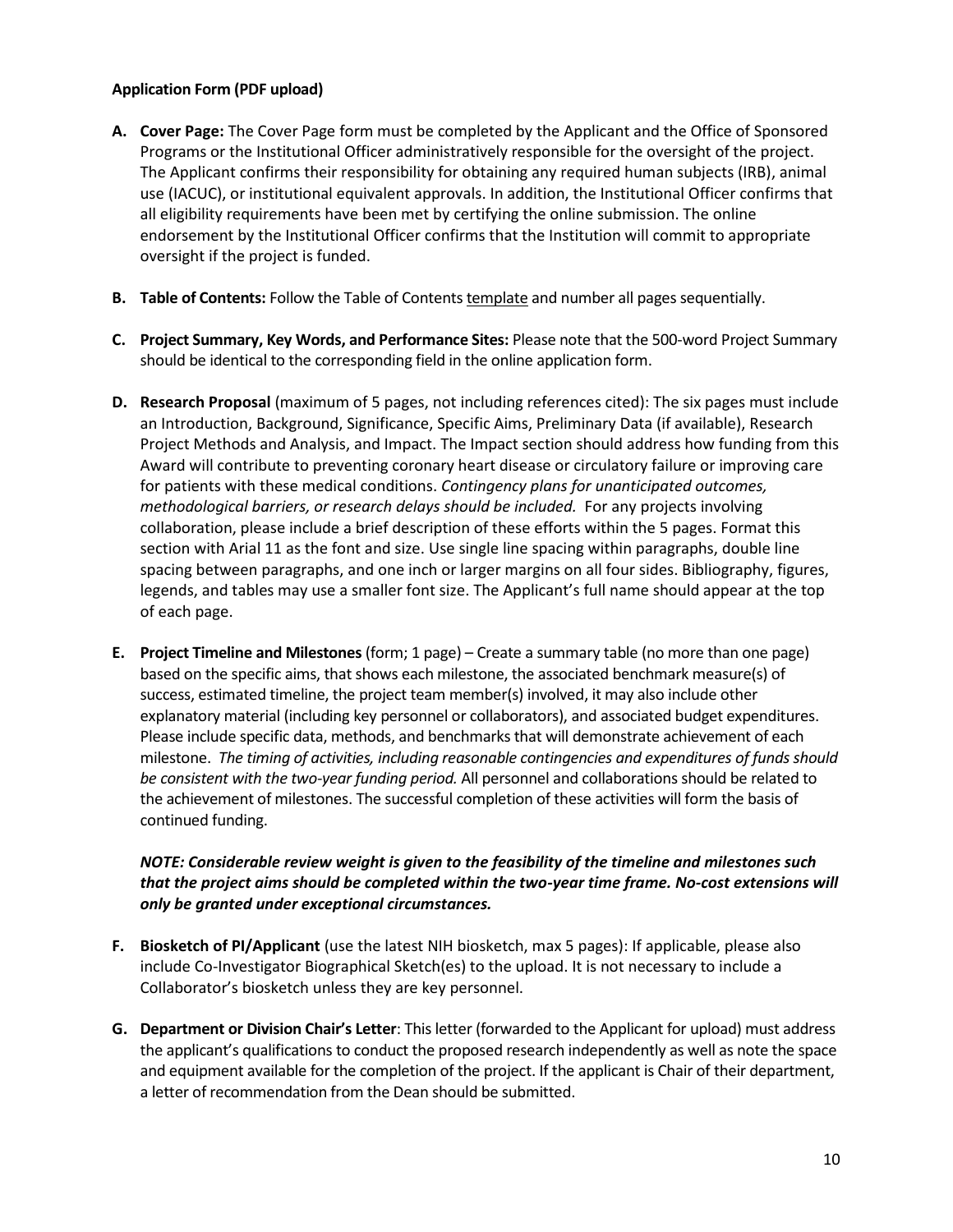**Application Form (PDF upload)**

A. **Cover Page:** The Cover Page form must be completed by the Applicant and the Office of Sponsored Programs or the Institutional Officer administratively responsible for the oversight of the project. The Applicant confirms their responsibility for obtaining any required human subjects (IRB), animal use (IACUC), or institutional equivalent approvals. In addition, the Institutional Officer confirms that all eligibility requirements have been met by certifying the online submission. The online endorsement by the Institutional Officer confirms that the Institution will commit to appropriate oversight if the project is funded.

B. **Table of Contents:** Follow the Table of Contents template and number all pages sequentially.

C. **Project Summary, Key Words, and Performance Sites:** Please note that the 500-word Project Summary should be identical to the corresponding field in the online application form.

D. **Research Proposal** (maximum of 5 pages, not including references cited): The six pages must include an Introduction, Background, Significance, Specific Aims, Preliminary Data (if available), Research Project Methods and Analysis, and Impact. The Impact section should address how funding from this Award will contribute to preventing coronary heart disease or circulatory failure or improving care for patients with these medical conditions. *Contingency plans for unanticipated outcomes, methodological barriers, or research delays should be included.* For any projects involving collaboration, please include a brief description of these efforts within the 5 pages. Format this section with Arial 11 as the font and size. Use single line spacing within paragraphs, double line spacing between paragraphs, and one inch or larger margins on all four sides. Bibliography, figures, legends, and tables may use a smaller font size. The Applicant's full name should appear at the top of each page.

E. **Project Timeline and Milestones** (form; 1 page) – Create a summary table (no more than one page) based on the specific aims, that shows each milestone, the associated benchmark measure(s) of success, estimated timeline, the project team member(s) involved, it may also include other explanatory material (including key personnel or collaborators), and associated budget expenditures. Please include specific data, methods, and benchmarks that will demonstrate achievement of each milestone. *The timing of activities, including reasonable contingencies and expenditures of funds should be consistent with the two-year funding period.* All personnel and collaborations should be related to the achievement of milestones. The successful completion of these activities will form the basis of continued funding.

   ***NOTE: Considerable review weight is given to the feasibility of the timeline and milestones such that the project aims should be completed within the two-year time frame. No-cost extensions will only be granted under exceptional circumstances.***

F. **Biosketch of PI/Applicant** (use the latest NIH biosketch, max 5 pages): If applicable, please also include Co-Investigator Biographical Sketch(es) to the upload. It is not necessary to include a Collaborator's biosketch unless they are key personnel.

G. **Department or Division Chair's Letter**: This letter (forwarded to the Applicant for upload) must address the applicant's qualifications to conduct the proposed research independently as well as note the space and equipment available for the completion of the project. If the applicant is Chair of their department, a letter of recommendation from the Dean should be submitted.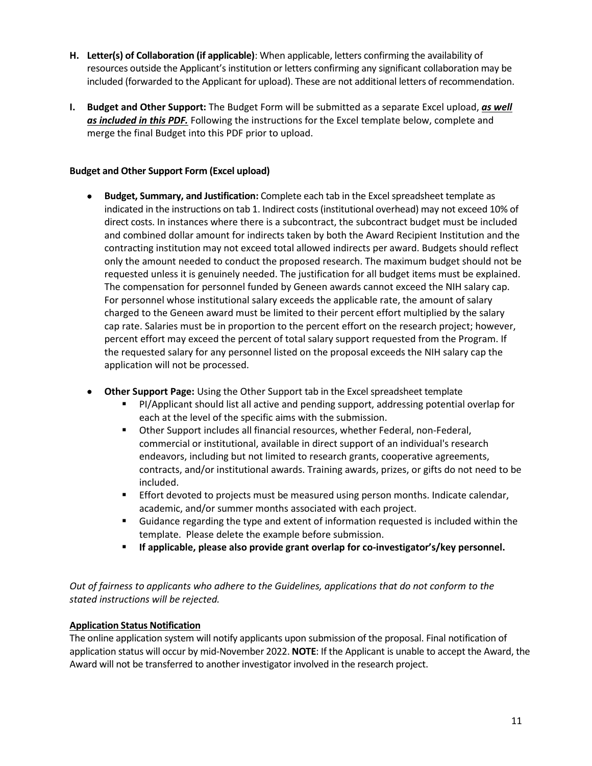**H. Letter(s) of Collaboration (if applicable)**: When applicable, letters confirming the availability of resources outside the Applicant's institution or letters confirming any significant collaboration may be included (forwarded to the Applicant for upload). These are not additional letters of recommendation.

**I. Budget and Other Support:** The Budget Form will be submitted as a separate Excel upload, ***as well as included in this PDF.*** Following the instructions for the Excel template below, complete and merge the final Budget into this PDF prior to upload.

**Budget and Other Support Form (Excel upload)**

- **Budget, Summary, and Justification:** Complete each tab in the Excel spreadsheet template as indicated in the instructions on tab 1. Indirect costs (institutional overhead) may not exceed 10% of direct costs. In instances where there is a subcontract, the subcontract budget must be included and combined dollar amount for indirects taken by both the Award Recipient Institution and the contracting institution may not exceed total allowed indirects per award. Budgets should reflect only the amount needed to conduct the proposed research. The maximum budget should not be requested unless it is genuinely needed. The justification for all budget items must be explained. The compensation for personnel funded by Geneen awards cannot exceed the NIH salary cap. For personnel whose institutional salary exceeds the applicable rate, the amount of salary charged to the Geneen award must be limited to their percent effort multiplied by the salary cap rate. Salaries must be in proportion to the percent effort on the research project; however, percent effort may exceed the percent of total salary support requested from the Program. If the requested salary for any personnel listed on the proposal exceeds the NIH salary cap the application will not be processed.

- **Other Support Page:** Using the Other Support tab in the Excel spreadsheet template
  - PI/Applicant should list all active and pending support, addressing potential overlap for each at the level of the specific aims with the submission.
  - Other Support includes all financial resources, whether Federal, non-Federal, commercial or institutional, available in direct support of an individual's research endeavors, including but not limited to research grants, cooperative agreements, contracts, and/or institutional awards. Training awards, prizes, or gifts do not need to be included.
  - Effort devoted to projects must be measured using person months. Indicate calendar, academic, and/or summer months associated with each project.
  - Guidance regarding the type and extent of information requested is included within the template. Please delete the example before submission.
  - **If applicable, please also provide grant overlap for co-investigator's/key personnel.**

*Out of fairness to applicants who adhere to the Guidelines, applications that do not conform to the stated instructions will be rejected.*

**Application Status Notification**

The online application system will notify applicants upon submission of the proposal. Final notification of application status will occur by mid-November 2022. **NOTE**: If the Applicant is unable to accept the Award, the Award will not be transferred to another investigator involved in the research project.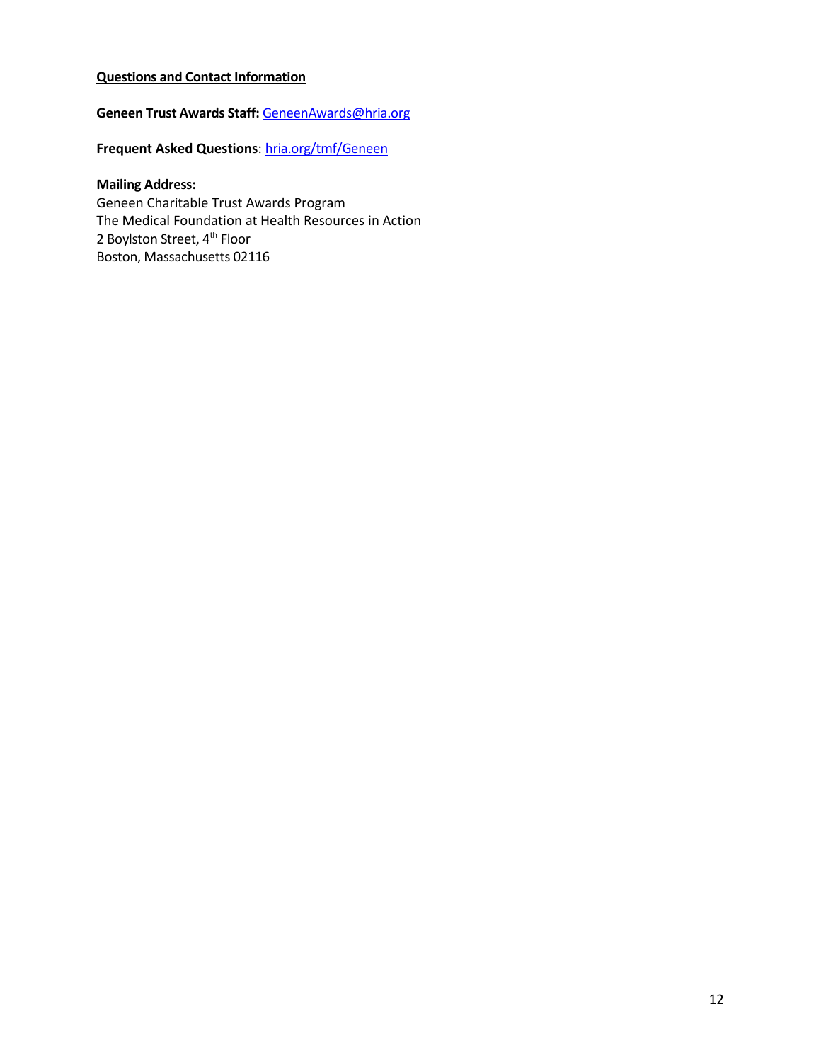**Questions and Contact Information**

**Geneen Trust Awards Staff:** GeneenAwards@hria.org

**Frequent Asked Questions**: hria.org/tmf/Geneen

**Mailing Address:**
Geneen Charitable Trust Awards Program
The Medical Foundation at Health Resources in Action
2 Boylston Street, 4th Floor
Boston, Massachusetts 02116